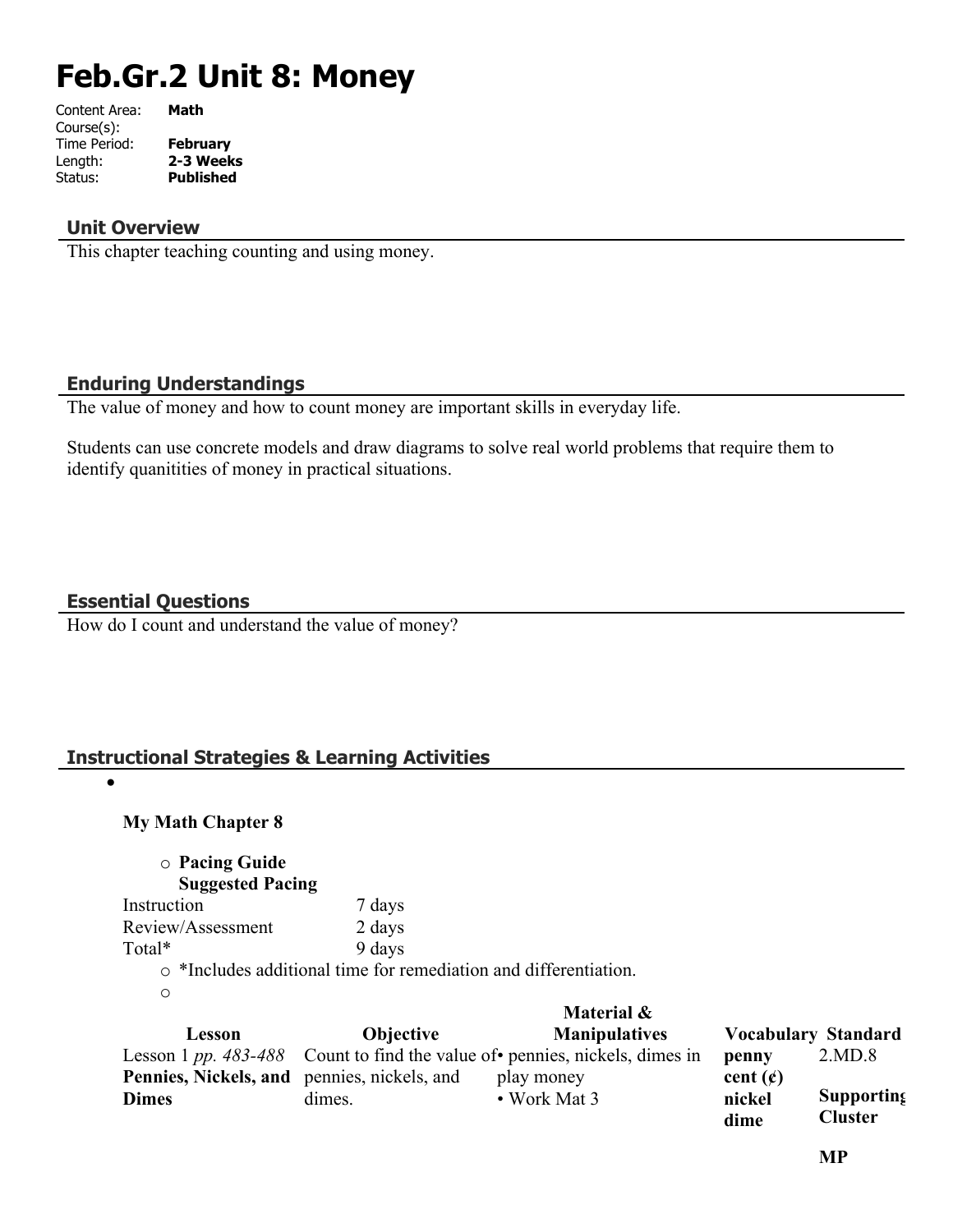# Feb.Gr.2 Unit 8: Money

Content Area: **Math**
Course(s):
Time Period: **February**
Length: **2-3 Weeks**
Status: **Published**

## Unit Overview

This chapter teaching counting and using money.

## Enduring Understandings

The value of money and how to count money are important skills in everyday life.

Students can use concrete models and draw diagrams to solve real world problems that require them to identify quanitities of money in practical situations.

## Essential Questions

How do I count and understand the value of money?

## Instructional Strategies & Learning Activities

- **My Math Chapter 8**
  - **Pacing Guide**
    **Suggested Pacing**

| | |
|---|---|
| Instruction | 7 days |
| Review/Assessment | 2 days |
| Total* | 9 days |

  - *Includes additional time for remediation and differentiation.

| Lesson | Objective | Material & Manipulatives | Vocabulary | Standard |
|---|---|---|---|---|
| Lesson 1 *pp. 483-488* **Pennies, Nickels, and Dimes** | Count to find the value of pennies, nickels, and dimes. | • pennies, nickels, dimes in play money<br>• Work Mat 3 | **penny**<br>**cent (¢)**<br>**nickel**<br>**dime** | 2.MD.8<br><br>**Supporting Cluster**<br><br>**MP** |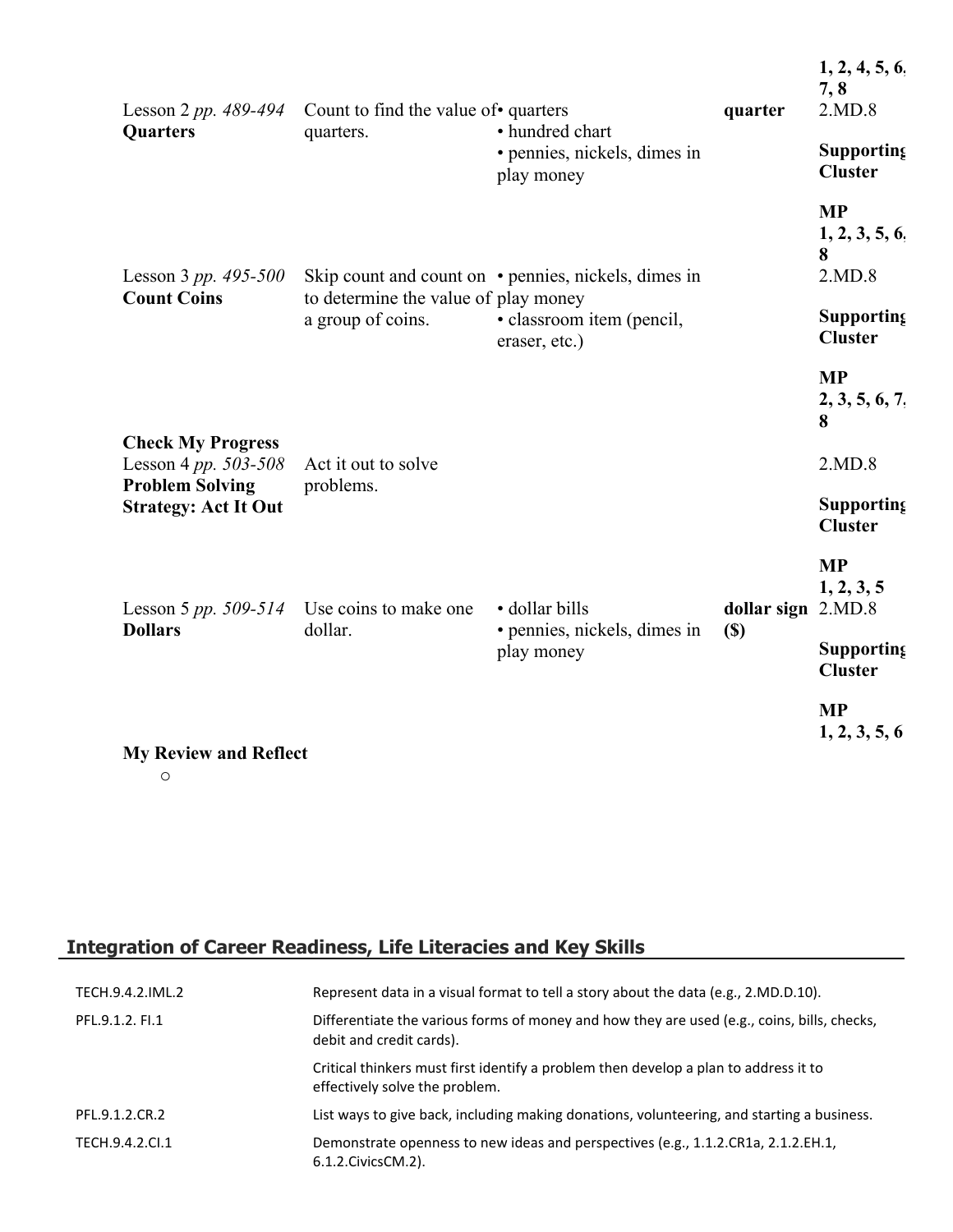| | | | | |
|---|---|---|---|---|
| | | | | **1, 2, 4, 5, 6, 7, 8** |
| Lesson 2 *pp. 489-494* **Quarters** | Count to find the value of quarters. | • quarters • hundred chart • pennies, nickels, dimes in play money | **quarter** | 2.MD.8 **Supporting Cluster** **MP 1, 2, 3, 5, 6, 8** |
| Lesson 3 *pp. 495-500* **Count Coins** | Skip count and count on to determine the value of a group of coins. | • pennies, nickels, dimes in play money • classroom item (pencil, eraser, etc.) | | 2.MD.8 **Supporting Cluster** **MP 2, 3, 5, 6, 7, 8** |
| **Check My Progress** Lesson 4 *pp. 503-508* **Problem Solving Strategy: Act It Out** | Act it out to solve problems. | | | 2.MD.8 **Supporting Cluster** **MP 1, 2, 3, 5** |
| Lesson 5 *pp. 509-514* **Dollars** | Use coins to make one dollar. | • dollar bills • pennies, nickels, dimes in play money | **dollar sign ($)** | 2.MD.8 **Supporting Cluster** **MP 1, 2, 3, 5, 6** |
| **My Review and Reflect** | | | | |

## Integration of Career Readiness, Life Literacies and Key Skills

| | |
|---|---|
| TECH.9.4.2.IML.2 | Represent data in a visual format to tell a story about the data (e.g., 2.MD.D.10). |
| PFL.9.1.2. FI.1 | Differentiate the various forms of money and how they are used (e.g., coins, bills, checks, debit and credit cards). |
| | Critical thinkers must first identify a problem then develop a plan to address it to effectively solve the problem. |
| PFL.9.1.2.CR.2 | List ways to give back, including making donations, volunteering, and starting a business. |
| TECH.9.4.2.CI.1 | Demonstrate openness to new ideas and perspectives (e.g., 1.1.2.CR1a, 2.1.2.EH.1, 6.1.2.CivicsCM.2). |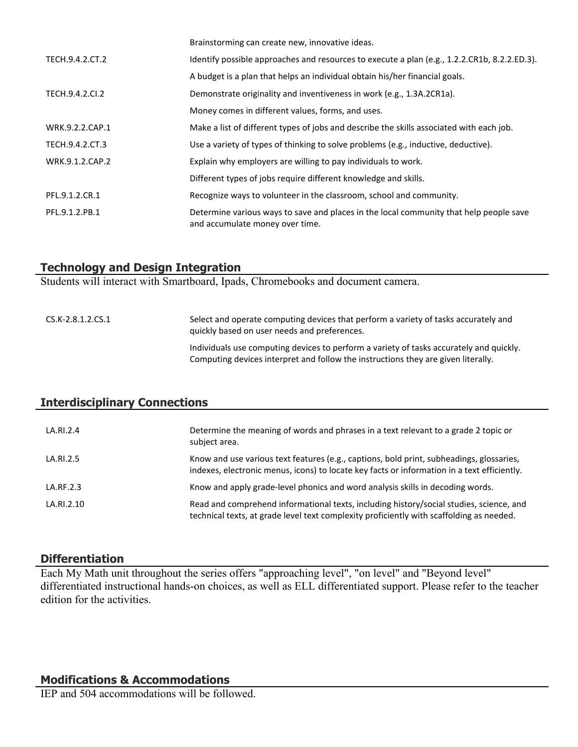| | |
|---|---|
| | Brainstorming can create new, innovative ideas. |
| TECH.9.4.2.CT.2 | Identify possible approaches and resources to execute a plan (e.g., 1.2.2.CR1b, 8.2.2.ED.3). |
| | A budget is a plan that helps an individual obtain his/her financial goals. |
| TECH.9.4.2.CI.2 | Demonstrate originality and inventiveness in work (e.g., 1.3A.2CR1a). |
| | Money comes in different values, forms, and uses. |
| WRK.9.2.2.CAP.1 | Make a list of different types of jobs and describe the skills associated with each job. |
| TECH.9.4.2.CT.3 | Use a variety of types of thinking to solve problems (e.g., inductive, deductive). |
| WRK.9.1.2.CAP.2 | Explain why employers are willing to pay individuals to work. |
| | Different types of jobs require different knowledge and skills. |
| PFL.9.1.2.CR.1 | Recognize ways to volunteer in the classroom, school and community. |
| PFL.9.1.2.PB.1 | Determine various ways to save and places in the local community that help people save and accumulate money over time. |

## Technology and Design Integration

Students will interact with Smartboard, Ipads, Chromebooks and document camera.

| | |
|---|---|
| CS.K-2.8.1.2.CS.1 | Select and operate computing devices that perform a variety of tasks accurately and quickly based on user needs and preferences. |
| | Individuals use computing devices to perform a variety of tasks accurately and quickly. Computing devices interpret and follow the instructions they are given literally. |

## Interdisciplinary Connections

| | |
|---|---|
| LA.RI.2.4 | Determine the meaning of words and phrases in a text relevant to a grade 2 topic or subject area. |
| LA.RI.2.5 | Know and use various text features (e.g., captions, bold print, subheadings, glossaries, indexes, electronic menus, icons) to locate key facts or information in a text efficiently. |
| LA.RF.2.3 | Know and apply grade-level phonics and word analysis skills in decoding words. |
| LA.RI.2.10 | Read and comprehend informational texts, including history/social studies, science, and technical texts, at grade level text complexity proficiently with scaffolding as needed. |

## Differentiation

Each My Math unit throughout the series offers "approaching level", "on level" and "Beyond level" differentiated instructional hands-on choices, as well as ELL differentiated support. Please refer to the teacher edition for the activities.

## Modifications & Accommodations

IEP and 504 accommodations will be followed.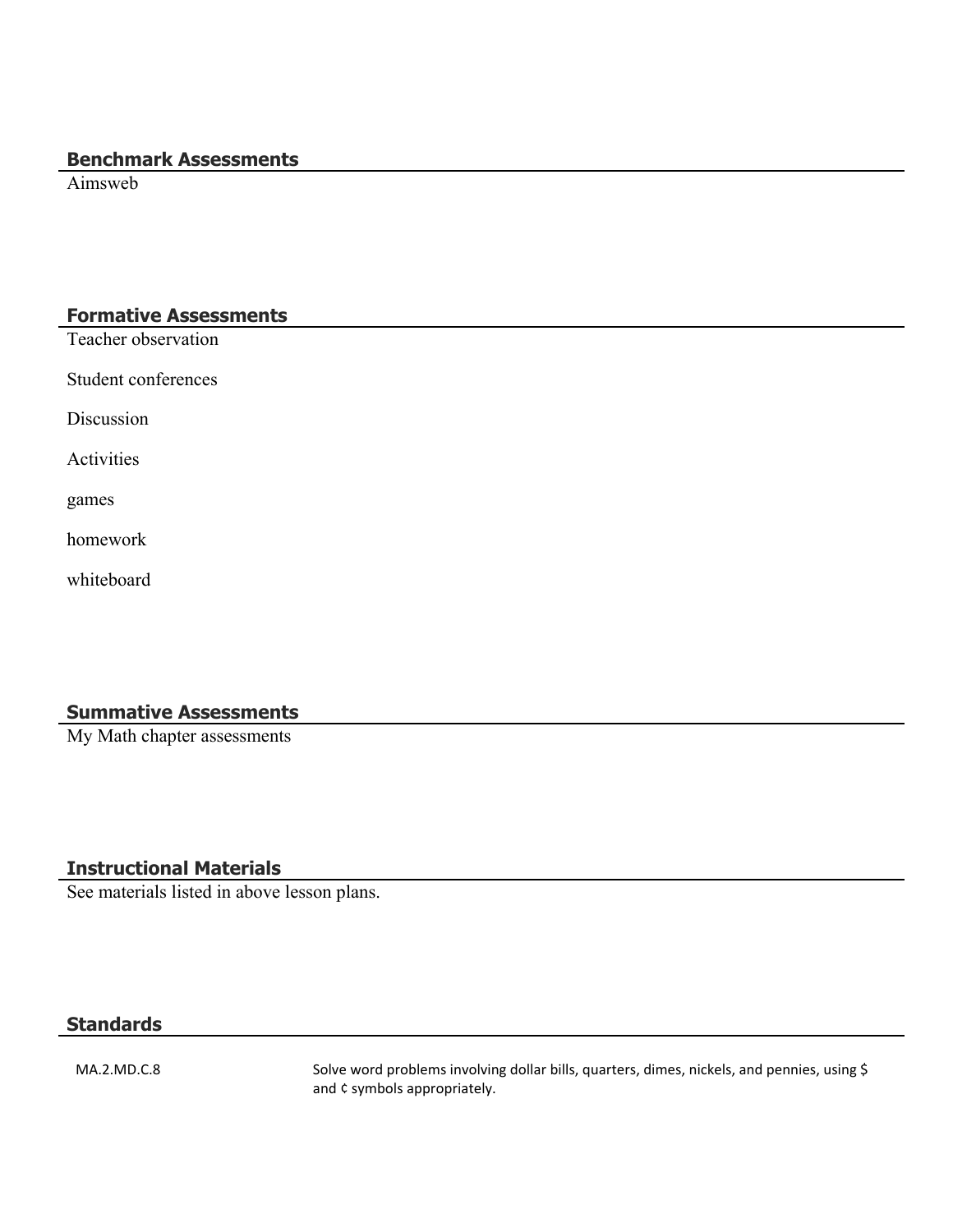## Benchmark Assessments

Aimsweb

## Formative Assessments

Teacher observation

Student conferences

Discussion

Activities

games

homework

whiteboard

## Summative Assessments

My Math chapter assessments

## Instructional Materials

See materials listed in above lesson plans.

## Standards

| | |
|---|---|
| MA.2.MD.C.8 | Solve word problems involving dollar bills, quarters, dimes, nickels, and pennies, using $ and ¢ symbols appropriately. |